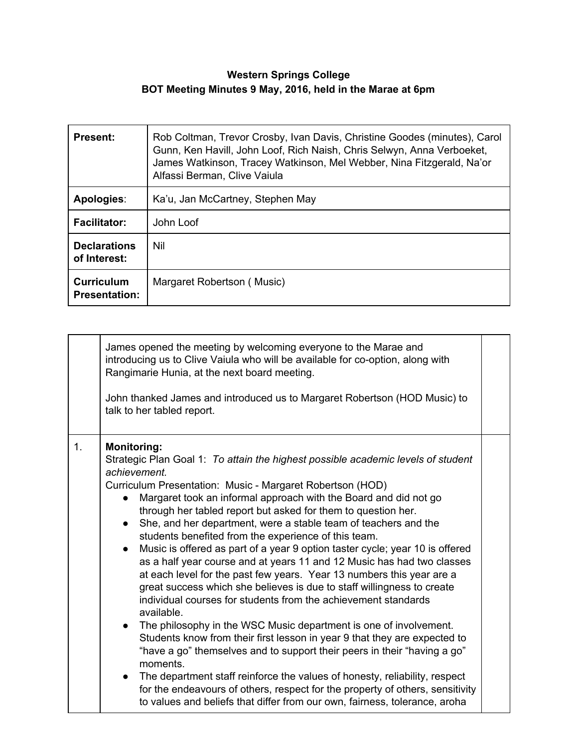**Western Springs College**
**BOT Meeting Minutes 9 May, 2016, held in the Marae at 6pm**

| | |
|---|---|
| **Present:** | Rob Coltman, Trevor Crosby, Ivan Davis, Christine Goodes (minutes), Carol Gunn, Ken Havill, John Loof, Rich Naish, Chris Selwyn, Anna Verboeket, James Watkinson, Tracey Watkinson, Mel Webber, Nina Fitzgerald, Na'or Alfassi Berman, Clive Vaiula |
| **Apologies**: | Ka'u, Jan McCartney, Stephen May |
| **Facilitator:** | John Loof |
| **Declarations of Interest:** | Nil |
| **Curriculum Presentation:** | Margaret Robertson ( Music) |

| | | |
|---|---|---|
| | James opened the meeting by welcoming everyone to the Marae and introducing us to Clive Vaiula who will be available for co-option, along with Rangimarie Hunia, at the next board meeting.<br><br>John thanked James and introduced us to Margaret Robertson (HOD Music) to talk to her tabled report. | |
| 1. | **Monitoring:**<br>Strategic Plan Goal 1: *To attain the highest possible academic levels of student achievement.*<br>Curriculum Presentation: Music - Margaret Robertson (HOD)<br>● Margaret took an informal approach with the Board and did not go through her tabled report but asked for them to question her.<br>● She, and her department, were a stable team of teachers and the students benefited from the experience of this team.<br>● Music is offered as part of a year 9 option taster cycle; year 10 is offered as a half year course and at years 11 and 12 Music has had two classes at each level for the past few years. Year 13 numbers this year are a great success which she believes is due to staff willingness to create individual courses for students from the achievement standards available.<br>● The philosophy in the WSC Music department is one of involvement. Students know from their first lesson in year 9 that they are expected to "have a go" themselves and to support their peers in their "having a go" moments.<br>● The department staff reinforce the values of honesty, reliability, respect for the endeavours of others, respect for the property of others, sensitivity to values and beliefs that differ from our own, fairness, tolerance, aroha | |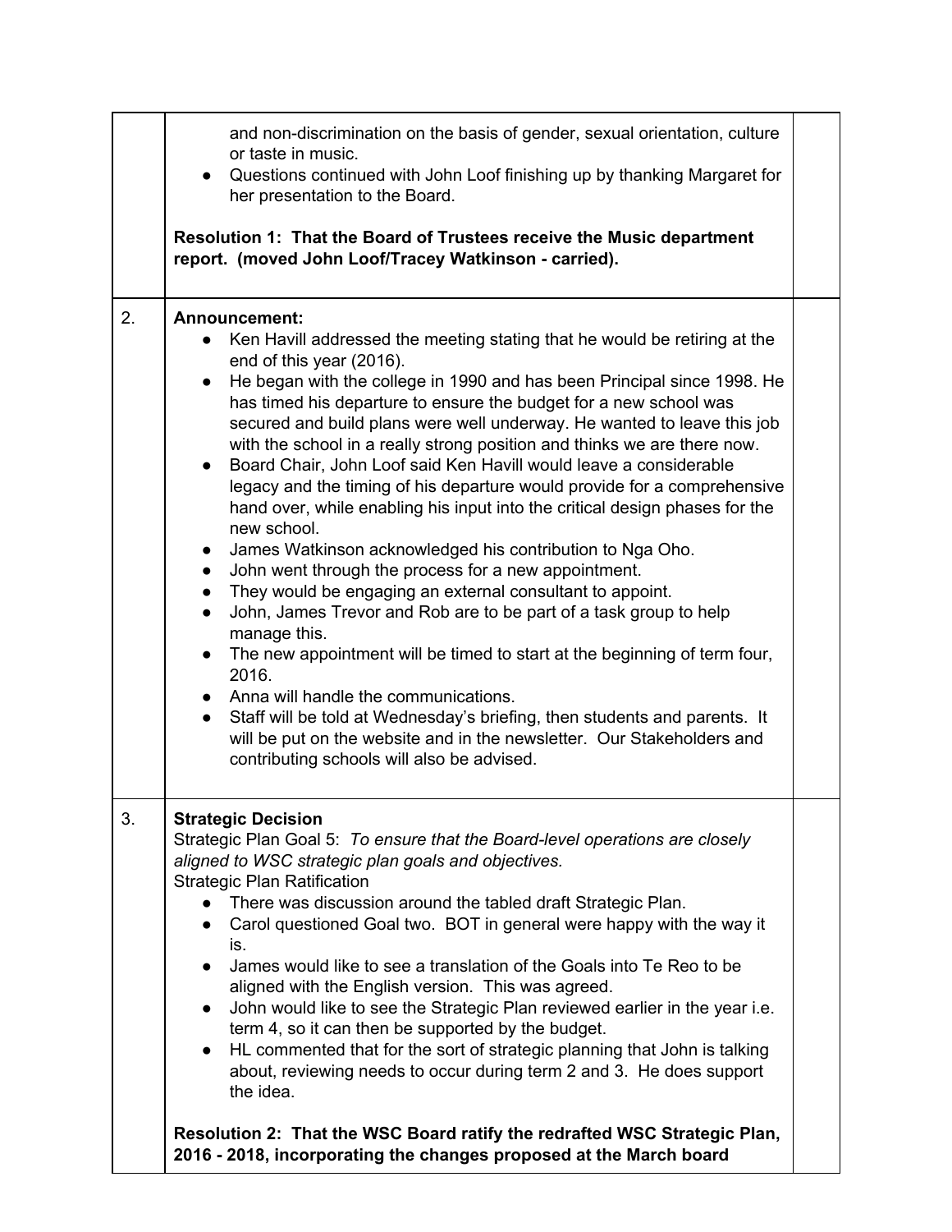| | | |
|---|---|---|
| | and non-discrimination on the basis of gender, sexual orientation, culture or taste in music.<br>● Questions continued with John Loof finishing up by thanking Margaret for her presentation to the Board.<br><br>**Resolution 1: That the Board of Trustees receive the Music department report. (moved John Loof/Tracey Watkinson - carried).** | |
| 2. | **Announcement:**<br>● Ken Havill addressed the meeting stating that he would be retiring at the end of this year (2016).<br>● He began with the college in 1990 and has been Principal since 1998. He has timed his departure to ensure the budget for a new school was secured and build plans were well underway. He wanted to leave this job with the school in a really strong position and thinks we are there now.<br>● Board Chair, John Loof said Ken Havill would leave a considerable legacy and the timing of his departure would provide for a comprehensive hand over, while enabling his input into the critical design phases for the new school.<br>● James Watkinson acknowledged his contribution to Nga Oho.<br>● John went through the process for a new appointment.<br>● They would be engaging an external consultant to appoint.<br>● John, James Trevor and Rob are to be part of a task group to help manage this.<br>● The new appointment will be timed to start at the beginning of term four, 2016.<br>● Anna will handle the communications.<br>● Staff will be told at Wednesday's briefing, then students and parents. It will be put on the website and in the newsletter. Our Stakeholders and contributing schools will also be advised. | |
| 3. | **Strategic Decision**<br>Strategic Plan Goal 5: *To ensure that the Board-level operations are closely aligned to WSC strategic plan goals and objectives.*<br>Strategic Plan Ratification<br>● There was discussion around the tabled draft Strategic Plan.<br>● Carol questioned Goal two. BOT in general were happy with the way it is.<br>● James would like to see a translation of the Goals into Te Reo to be aligned with the English version. This was agreed.<br>● John would like to see the Strategic Plan reviewed earlier in the year i.e. term 4, so it can then be supported by the budget.<br>● HL commented that for the sort of strategic planning that John is talking about, reviewing needs to occur during term 2 and 3. He does support the idea.<br><br>**Resolution 2: That the WSC Board ratify the redrafted WSC Strategic Plan, 2016 - 2018, incorporating the changes proposed at the March board** | |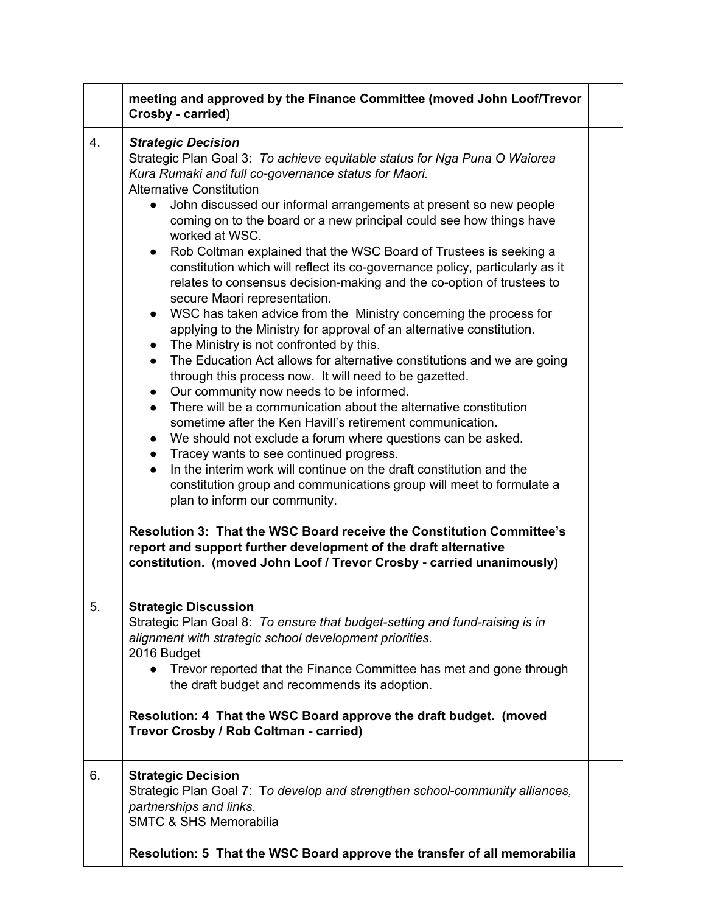| | | |
|---|---|---|
| | **meeting and approved by the Finance Committee (moved John Loof/Trevor Crosby - carried)** | |
| 4. | ***Strategic Decision***<br>Strategic Plan Goal 3: *To achieve equitable status for Nga Puna O Waiorea Kura Rumaki and full co-governance status for Maori.*<br>Alternative Constitution<br>● John discussed our informal arrangements at present so new people coming on to the board or a new principal could see how things have worked at WSC.<br>● Rob Coltman explained that the WSC Board of Trustees is seeking a constitution which will reflect its co-governance policy, particularly as it relates to consensus decision-making and the co-option of trustees to secure Maori representation.<br>● WSC has taken advice from the Ministry concerning the process for applying to the Ministry for approval of an alternative constitution.<br>● The Ministry is not confronted by this.<br>● The Education Act allows for alternative constitutions and we are going through this process now. It will need to be gazetted.<br>● Our community now needs to be informed.<br>● There will be a communication about the alternative constitution sometime after the Ken Havill's retirement communication.<br>● We should not exclude a forum where questions can be asked.<br>● Tracey wants to see continued progress.<br>● In the interim work will continue on the draft constitution and the constitution group and communications group will meet to formulate a plan to inform our community.<br><br>**Resolution 3: That the WSC Board receive the Constitution Committee's report and support further development of the draft alternative constitution. (moved John Loof / Trevor Crosby - carried unanimously)** | |
| 5. | **Strategic Discussion**<br>Strategic Plan Goal 8: *To ensure that budget-setting and fund-raising is in alignment with strategic school development priorities.*<br>2016 Budget<br>● Trevor reported that the Finance Committee has met and gone through the draft budget and recommends its adoption.<br><br>**Resolution: 4 That the WSC Board approve the draft budget. (moved Trevor Crosby / Rob Coltman - carried)** | |
| 6. | **Strategic Decision**<br>Strategic Plan Goal 7: T*o develop and strengthen school-community alliances, partnerships and links.*<br>SMTC & SHS Memorabilia<br><br>**Resolution: 5 That the WSC Board approve the transfer of all memorabilia** | |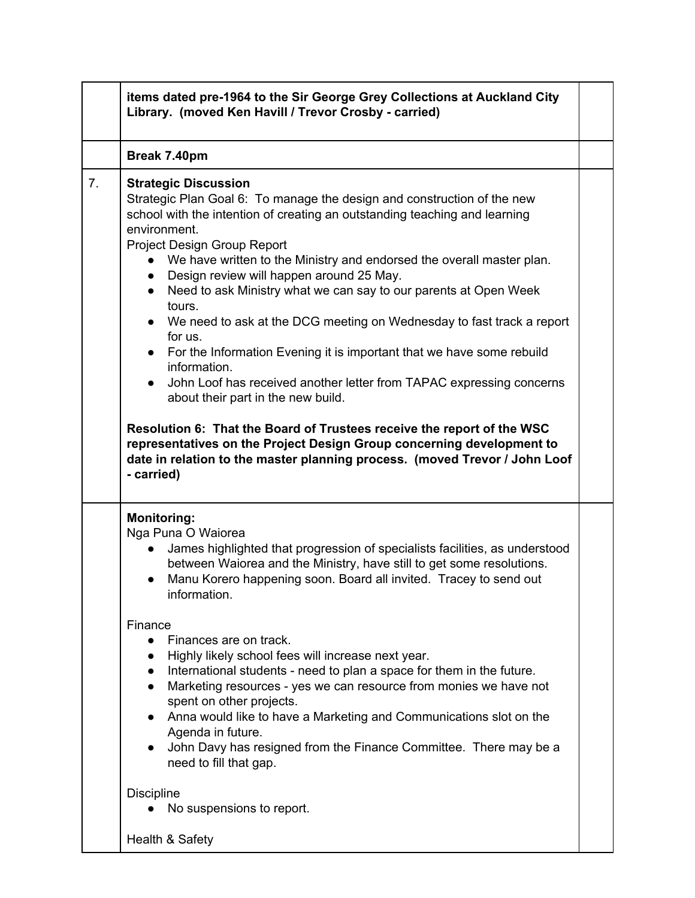| | | |
|---|---|---|
| | **items dated pre-1964 to the Sir George Grey Collections at Auckland City Library. (moved Ken Havill / Trevor Crosby - carried)** | |
| | **Break 7.40pm** | |
| 7. | **Strategic Discussion**<br>Strategic Plan Goal 6: To manage the design and construction of the new school with the intention of creating an outstanding teaching and learning environment.<br>Project Design Group Report<br>● We have written to the Ministry and endorsed the overall master plan.<br>● Design review will happen around 25 May.<br>● Need to ask Ministry what we can say to our parents at Open Week tours.<br>● We need to ask at the DCG meeting on Wednesday to fast track a report for us.<br>● For the Information Evening it is important that we have some rebuild information.<br>● John Loof has received another letter from TAPAC expressing concerns about their part in the new build.<br><br>**Resolution 6: That the Board of Trustees receive the report of the WSC representatives on the Project Design Group concerning development to date in relation to the master planning process. (moved Trevor / John Loof - carried)** | |
| | **Monitoring:**<br>Nga Puna O Waiorea<br>● James highlighted that progression of specialists facilities, as understood between Waiorea and the Ministry, have still to get some resolutions.<br>● Manu Korero happening soon. Board all invited. Tracey to send out information.<br><br>Finance<br>● Finances are on track.<br>● Highly likely school fees will increase next year.<br>● International students - need to plan a space for them in the future.<br>● Marketing resources - yes we can resource from monies we have not spent on other projects.<br>● Anna would like to have a Marketing and Communications slot on the Agenda in future.<br>● John Davy has resigned from the Finance Committee. There may be a need to fill that gap.<br><br>Discipline<br>● No suspensions to report.<br><br>Health & Safety | |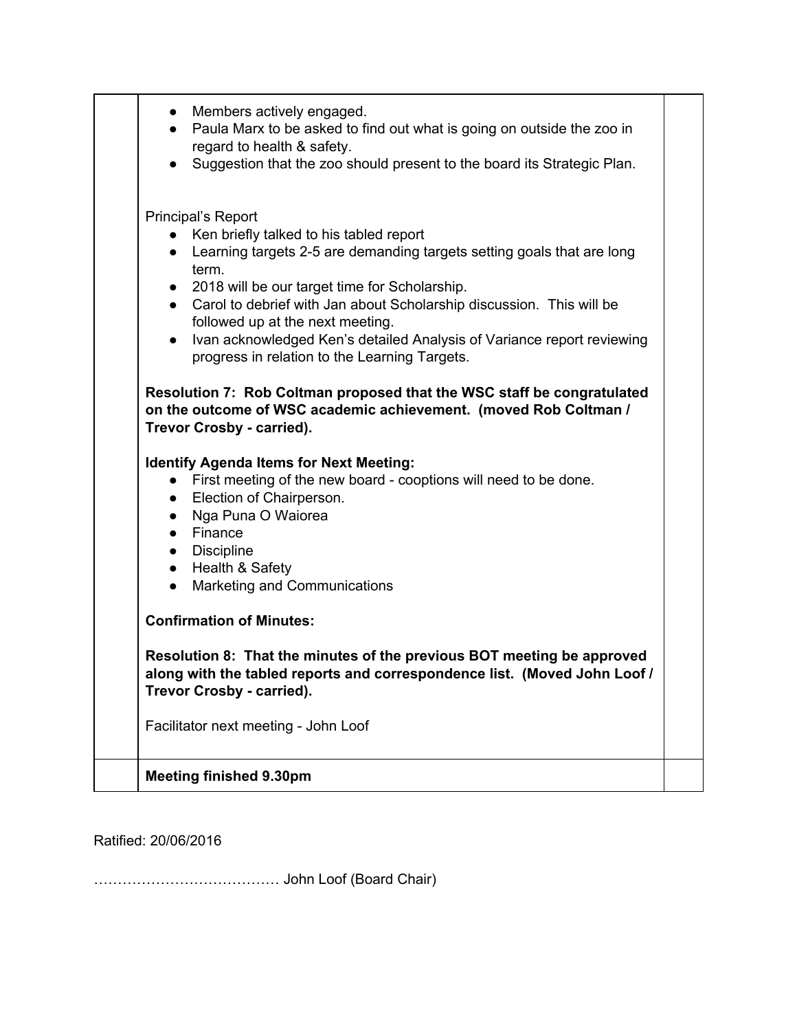| | | |
|---|---|---|
| | <ul><li>Members actively engaged.</li><li>Paula Marx to be asked to find out what is going on outside the zoo in regard to health & safety.</li><li>Suggestion that the zoo should present to the board its Strategic Plan.</li></ul><br>Principal's Report<ul><li>Ken briefly talked to his tabled report</li><li>Learning targets 2-5 are demanding targets setting goals that are long term.</li><li>2018 will be our target time for Scholarship.</li><li>Carol to debrief with Jan about Scholarship discussion. This will be followed up at the next meeting.</li><li>Ivan acknowledged Ken's detailed Analysis of Variance report reviewing progress in relation to the Learning Targets.</li></ul>**Resolution 7: Rob Coltman proposed that the WSC staff be congratulated on the outcome of WSC academic achievement. (moved Rob Coltman / Trevor Crosby - carried).**<br><br>**Identify Agenda Items for Next Meeting:**<ul><li>First meeting of the new board - cooptions will need to be done.</li><li>Election of Chairperson.</li><li>Nga Puna O Waiorea</li><li>Finance</li><li>Discipline</li><li>Health & Safety</li><li>Marketing and Communications</li></ul>**Confirmation of Minutes:**<br><br>**Resolution 8: That the minutes of the previous BOT meeting be approved along with the tabled reports and correspondence list. (Moved John Loof / Trevor Crosby - carried).**<br><br>Facilitator next meeting - John Loof | |
| | **Meeting finished 9.30pm** | |

Ratified: 20/06/2016

………………………………… John Loof (Board Chair)